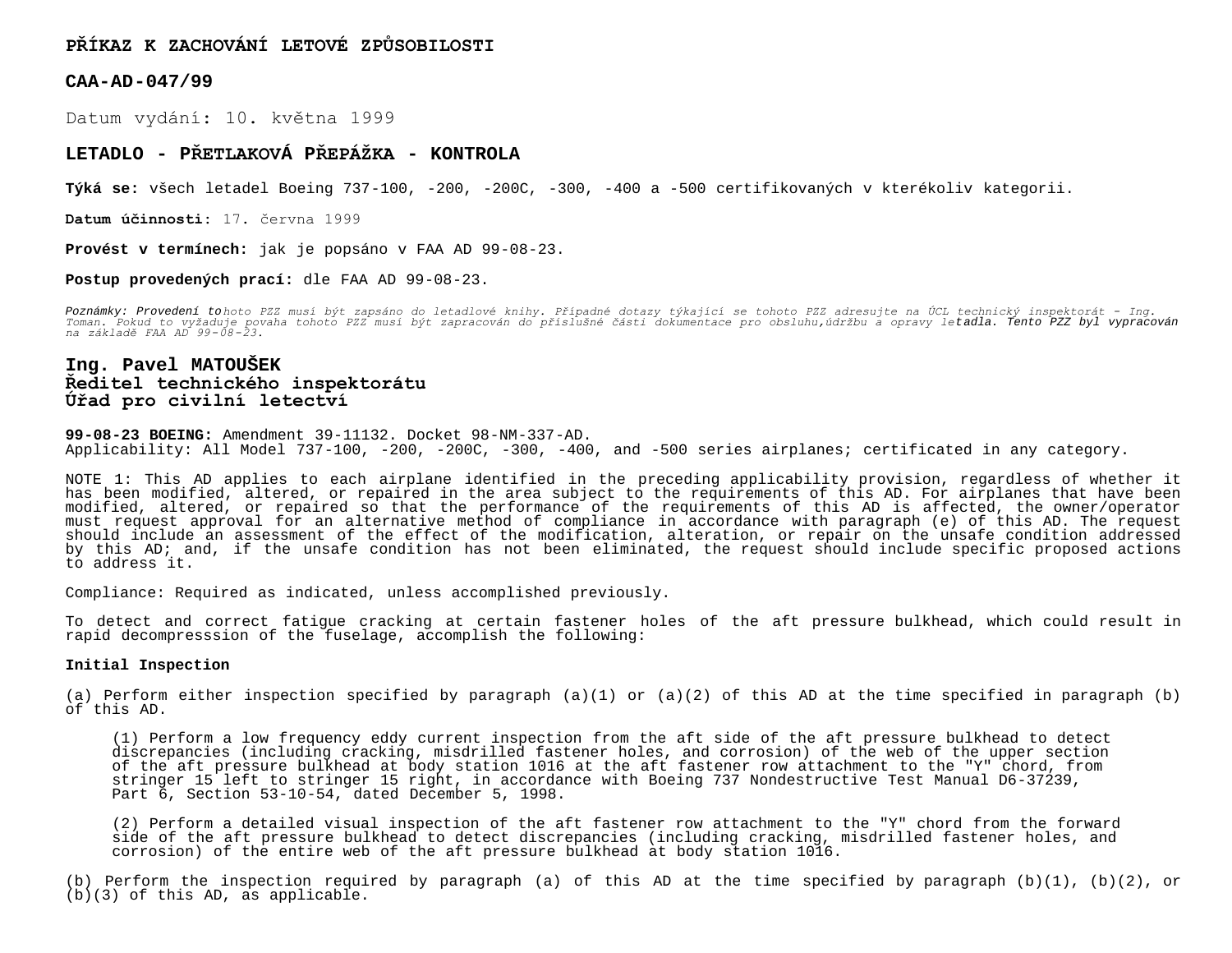**PŘÍKAZ K ZACHOVÁNÍ LETOVÉ ZPŮSOBILOSTI**

**CAA-AD-047/99**

Datum vydání: 10. května 1999

**LETADLO - PŘETLAKOVÁ PŘEPÁŽKA - KONTROLA**

**Týká se:** všech letadel Boeing 737-100, -200, -200C, -300, -400 a -500 certifikovaných v kterékoliv kategorii.

**Datum účinnosti:** 17. června 1999

**Provést v termínech:** jak je popsáno v FAA AD 99-08-23.

**Postup provedených prací:** dle FAA AD 99-08-23.

*Poznámky: Provedení tohoto PZZ musí být zapsáno do letadlové knihy. Případné dotazy týkající se tohoto PZZ adresujte na ÚCL technický inspektorát – Ing. Toman. Pokud to vyžaduje povaha tohoto PZZ musí být zapracován do příslušné části dokumentace pro obsluhu,údržbu a opravy letadla. Tento PZZ byl vypracován na základě FAA AD 99-08-23.*

**Ing. Pavel MATOUŠEK**
**Ředitel technického inspektorátu**
**Úřad pro civilní letectví**

**99-08-23 BOEING:** Amendment 39-11132. Docket 98-NM-337-AD.
Applicability: All Model 737-100, -200, -200C, -300, -400, and -500 series airplanes; certificated in any category.

NOTE 1: This AD applies to each airplane identified in the preceding applicability provision, regardless of whether it has been modified, altered, or repaired in the area subject to the requirements of this AD. For airplanes that have been modified, altered, or repaired so that the performance of the requirements of this AD is affected, the owner/operator must request approval for an alternative method of compliance in accordance with paragraph (e) of this AD. The request should include an assessment of the effect of the modification, alteration, or repair on the unsafe condition addressed by this AD; and, if the unsafe condition has not been eliminated, the request should include specific proposed actions to address it.

Compliance: Required as indicated, unless accomplished previously.

To detect and correct fatigue cracking at certain fastener holes of the aft pressure bulkhead, which could result in rapid decompresssion of the fuselage, accomplish the following:

**Initial Inspection**

(a) Perform either inspection specified by paragraph (a)(1) or (a)(2) of this AD at the time specified in paragraph (b) of this AD.

(1) Perform a low frequency eddy current inspection from the aft side of the aft pressure bulkhead to detect discrepancies (including cracking, misdrilled fastener holes, and corrosion) of the web of the upper section of the aft pressure bulkhead at body station 1016 at the aft fastener row attachment to the "Y" chord, from stringer 15 left to stringer 15 right, in accordance with Boeing 737 Nondestructive Test Manual D6-37239, Part 6, Section 53-10-54, dated December 5, 1998.

(2) Perform a detailed visual inspection of the aft fastener row attachment to the "Y" chord from the forward side of the aft pressure bulkhead to detect discrepancies (including cracking, misdrilled fastener holes, and corrosion) of the entire web of the aft pressure bulkhead at body station 1016.

(b) Perform the inspection required by paragraph (a) of this AD at the time specified by paragraph (b)(1), (b)(2), or (b)(3) of this AD, as applicable.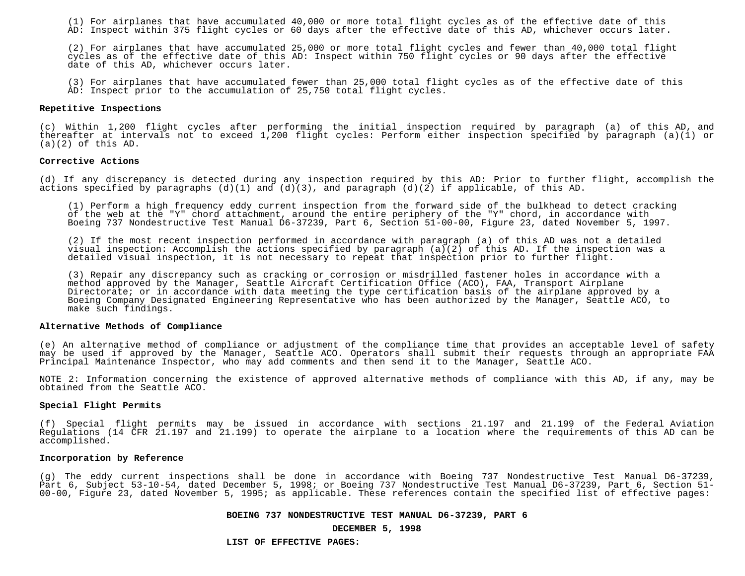(1) For airplanes that have accumulated 40,000 or more total flight cycles as of the effective date of this AD: Inspect within 375 flight cycles or 60 days after the effective date of this AD, whichever occurs later.

(2) For airplanes that have accumulated 25,000 or more total flight cycles and fewer than 40,000 total flight cycles as of the effective date of this AD: Inspect within 750 flight cycles or 90 days after the effective date of this AD, whichever occurs later.

(3) For airplanes that have accumulated fewer than 25,000 total flight cycles as of the effective date of this AD: Inspect prior to the accumulation of 25,750 total flight cycles.

**Repetitive Inspections**

(c) Within 1,200 flight cycles after performing the initial inspection required by paragraph (a) of this AD, and thereafter at intervals not to exceed 1,200 flight cycles: Perform either inspection specified by paragraph (a)(1) or (a)(2) of this AD.

**Corrective Actions**

(d) If any discrepancy is detected during any inspection required by this AD: Prior to further flight, accomplish the actions specified by paragraphs (d)(1) and (d)(3), and paragraph (d)(2) if applicable, of this AD.

(1) Perform a high frequency eddy current inspection from the forward side of the bulkhead to detect cracking of the web at the "Y" chord attachment, around the entire periphery of the "Y" chord, in accordance with Boeing 737 Nondestructive Test Manual D6-37239, Part 6, Section 51-00-00, Figure 23, dated November 5, 1997.

(2) If the most recent inspection performed in accordance with paragraph (a) of this AD was not a detailed visual inspection: Accomplish the actions specified by paragraph (a)(2) of this AD. If the inspection was a detailed visual inspection, it is not necessary to repeat that inspection prior to further flight.

(3) Repair any discrepancy such as cracking or corrosion or misdrilled fastener holes in accordance with a method approved by the Manager, Seattle Aircraft Certification Office (ACO), FAA, Transport Airplane Directorate; or in accordance with data meeting the type certification basis of the airplane approved by a Boeing Company Designated Engineering Representative who has been authorized by the Manager, Seattle ACO, to make such findings.

**Alternative Methods of Compliance**

(e) An alternative method of compliance or adjustment of the compliance time that provides an acceptable level of safety may be used if approved by the Manager, Seattle ACO. Operators shall submit their requests through an appropriate FAA Principal Maintenance Inspector, who may add comments and then send it to the Manager, Seattle ACO.

NOTE 2: Information concerning the existence of approved alternative methods of compliance with this AD, if any, may be obtained from the Seattle ACO.

**Special Flight Permits**

(f) Special flight permits may be issued in accordance with sections 21.197 and 21.199 of the Federal Aviation Regulations (14 CFR 21.197 and 21.199) to operate the airplane to a location where the requirements of this AD can be accomplished.

**Incorporation by Reference**

(g) The eddy current inspections shall be done in accordance with Boeing 737 Nondestructive Test Manual D6-37239, Part 6, Subject 53-10-54, dated December 5, 1998; or Boeing 737 Nondestructive Test Manual D6-37239, Part 6, Section 51-00-00, Figure 23, dated November 5, 1995; as applicable. These references contain the specified list of effective pages:

**BOEING 737 NONDESTRUCTIVE TEST MANUAL D6-37239, PART 6**

**DECEMBER 5, 1998**

**LIST OF EFFECTIVE PAGES:**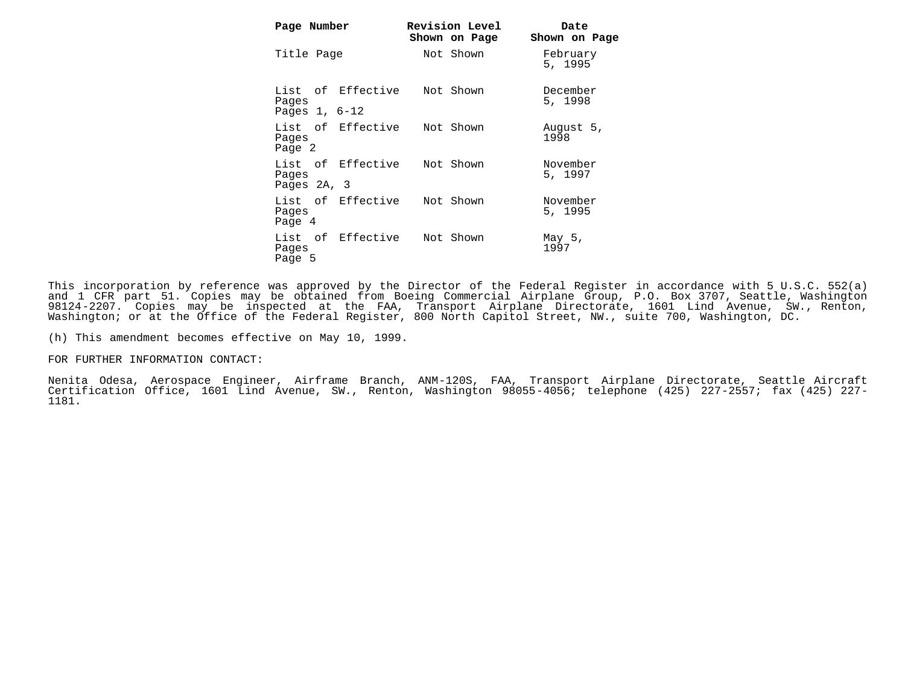| Page Number | Revision Level Shown on Page | Date Shown on Page |
| --- | --- | --- |
| Title Page | Not Shown | February 5, 1995 |
| List of Effective Pages Pages 1, 6-12 | Not Shown | December 5, 1998 |
| List of Effective Pages Page 2 | Not Shown | August 5, 1998 |
| List of Effective Pages Pages 2A, 3 | Not Shown | November 5, 1997 |
| List of Effective Pages Page 4 | Not Shown | November 5, 1995 |
| List of Effective Pages Page 5 | Not Shown | May 5, 1997 |

This incorporation by reference was approved by the Director of the Federal Register in accordance with 5 U.S.C. 552(a) and 1 CFR part 51. Copies may be obtained from Boeing Commercial Airplane Group, P.O. Box 3707, Seattle, Washington 98124-2207. Copies may be inspected at the FAA, Transport Airplane Directorate, 1601 Lind Avenue, SW., Renton, Washington; or at the Office of the Federal Register, 800 North Capitol Street, NW., suite 700, Washington, DC.

(h) This amendment becomes effective on May 10, 1999.

FOR FURTHER INFORMATION CONTACT:

Nenita Odesa, Aerospace Engineer, Airframe Branch, ANM-120S, FAA, Transport Airplane Directorate, Seattle Aircraft Certification Office, 1601 Lind Avenue, SW., Renton, Washington 98055-4056; telephone (425) 227-2557; fax (425) 227-1181.